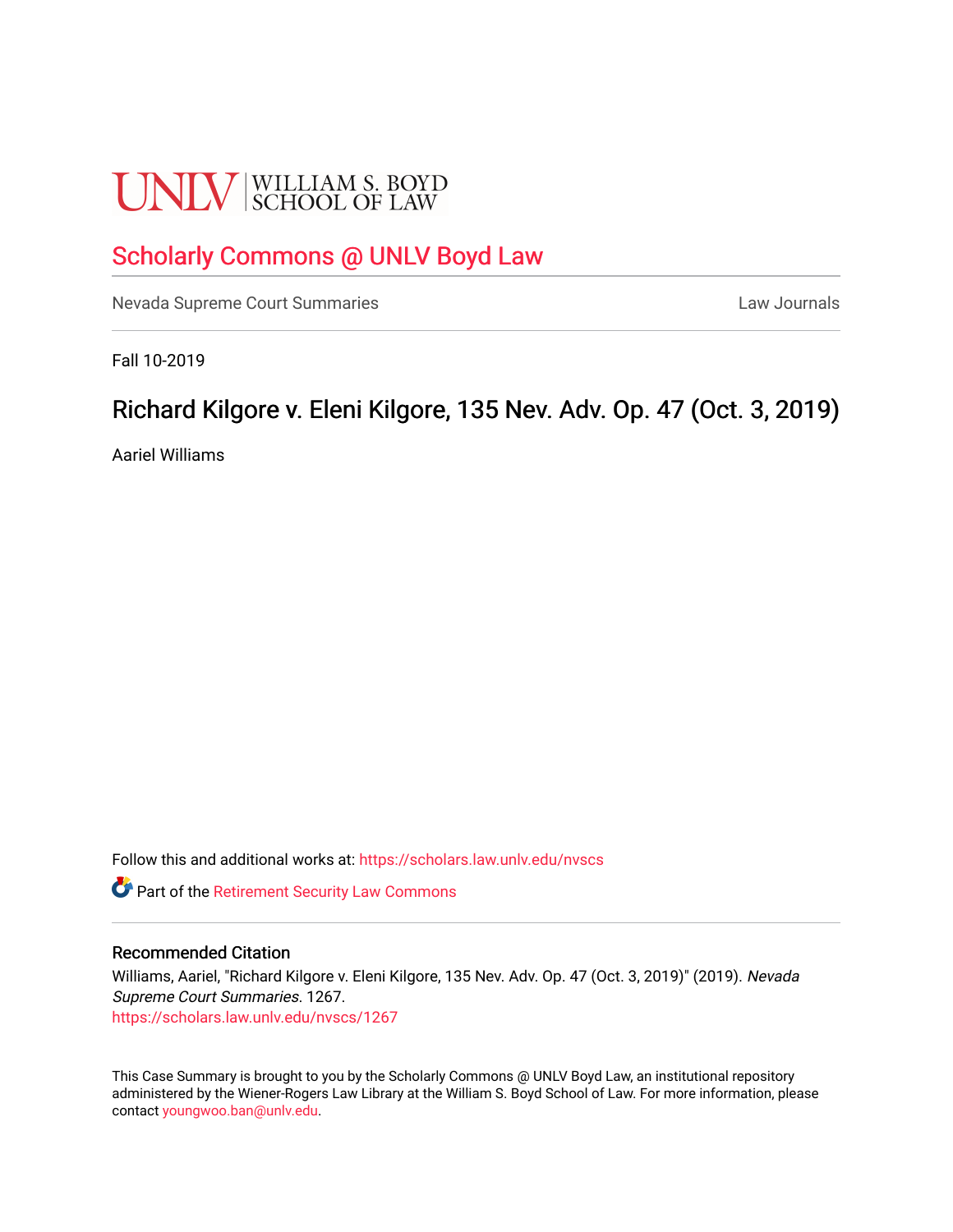UNLV | WILLIAM S. BOYD SCHOOL OF LAW

## Scholarly Commons @ UNLV Boyd Law

Nevada Supreme Court Summaries | Law Journals

Fall 10-2019

# Richard Kilgore v. Eleni Kilgore, 135 Nev. Adv. Op. 47 (Oct. 3, 2019)

Aariel Williams

Follow this and additional works at: https://scholars.law.unlv.edu/nvscs

Part of the Retirement Security Law Commons

### Recommended Citation

Williams, Aariel, "Richard Kilgore v. Eleni Kilgore, 135 Nev. Adv. Op. 47 (Oct. 3, 2019)" (2019). *Nevada Supreme Court Summaries*. 1267.
https://scholars.law.unlv.edu/nvscs/1267

This Case Summary is brought to you by the Scholarly Commons @ UNLV Boyd Law, an institutional repository administered by the Wiener-Rogers Law Library at the William S. Boyd School of Law. For more information, please contact youngwoo.ban@unlv.edu.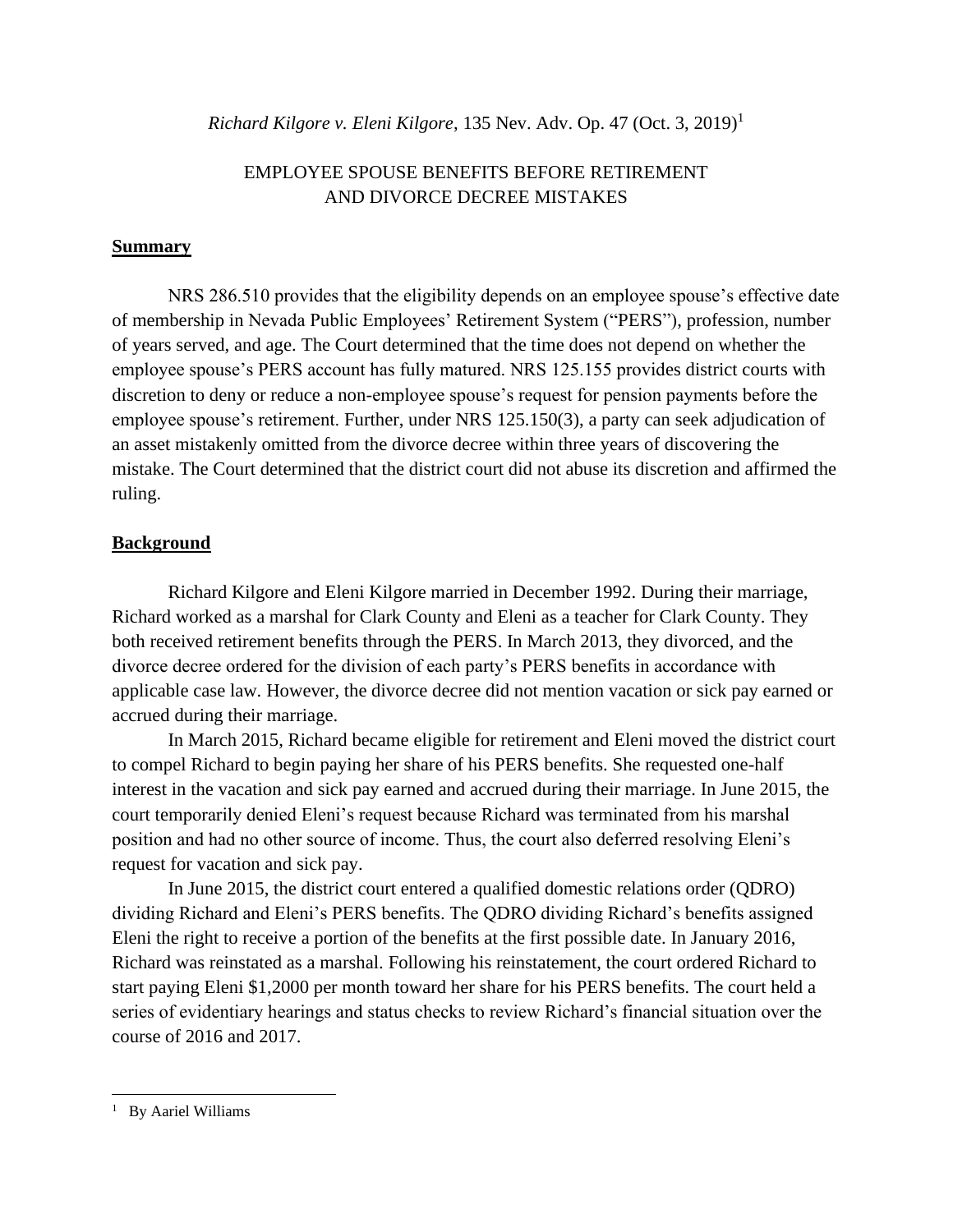*Richard Kilgore v. Eleni Kilgore*, 135 Nev. Adv. Op. 47 (Oct. 3, 2019)[1]

EMPLOYEE SPOUSE BENEFITS BEFORE RETIREMENT AND DIVORCE DECREE MISTAKES

## Summary

NRS 286.510 provides that the eligibility depends on an employee spouse's effective date of membership in Nevada Public Employees' Retirement System ("PERS"), profession, number of years served, and age. The Court determined that the time does not depend on whether the employee spouse's PERS account has fully matured. NRS 125.155 provides district courts with discretion to deny or reduce a non-employee spouse's request for pension payments before the employee spouse's retirement. Further, under NRS 125.150(3), a party can seek adjudication of an asset mistakenly omitted from the divorce decree within three years of discovering the mistake. The Court determined that the district court did not abuse its discretion and affirmed the ruling.

## Background

Richard Kilgore and Eleni Kilgore married in December 1992. During their marriage, Richard worked as a marshal for Clark County and Eleni as a teacher for Clark County. They both received retirement benefits through the PERS. In March 2013, they divorced, and the divorce decree ordered for the division of each party's PERS benefits in accordance with applicable case law. However, the divorce decree did not mention vacation or sick pay earned or accrued during their marriage.

In March 2015, Richard became eligible for retirement and Eleni moved the district court to compel Richard to begin paying her share of his PERS benefits. She requested one-half interest in the vacation and sick pay earned and accrued during their marriage. In June 2015, the court temporarily denied Eleni's request because Richard was terminated from his marshal position and had no other source of income. Thus, the court also deferred resolving Eleni's request for vacation and sick pay.

In June 2015, the district court entered a qualified domestic relations order (QDRO) dividing Richard and Eleni's PERS benefits. The QDRO dividing Richard's benefits assigned Eleni the right to receive a portion of the benefits at the first possible date. In January 2016, Richard was reinstated as a marshal. Following his reinstatement, the court ordered Richard to start paying Eleni $1,2000 per month toward her share for his PERS benefits. The court held a series of evidentiary hearings and status checks to review Richard's financial situation over the course of 2016 and 2017.

[1] By Aariel Williams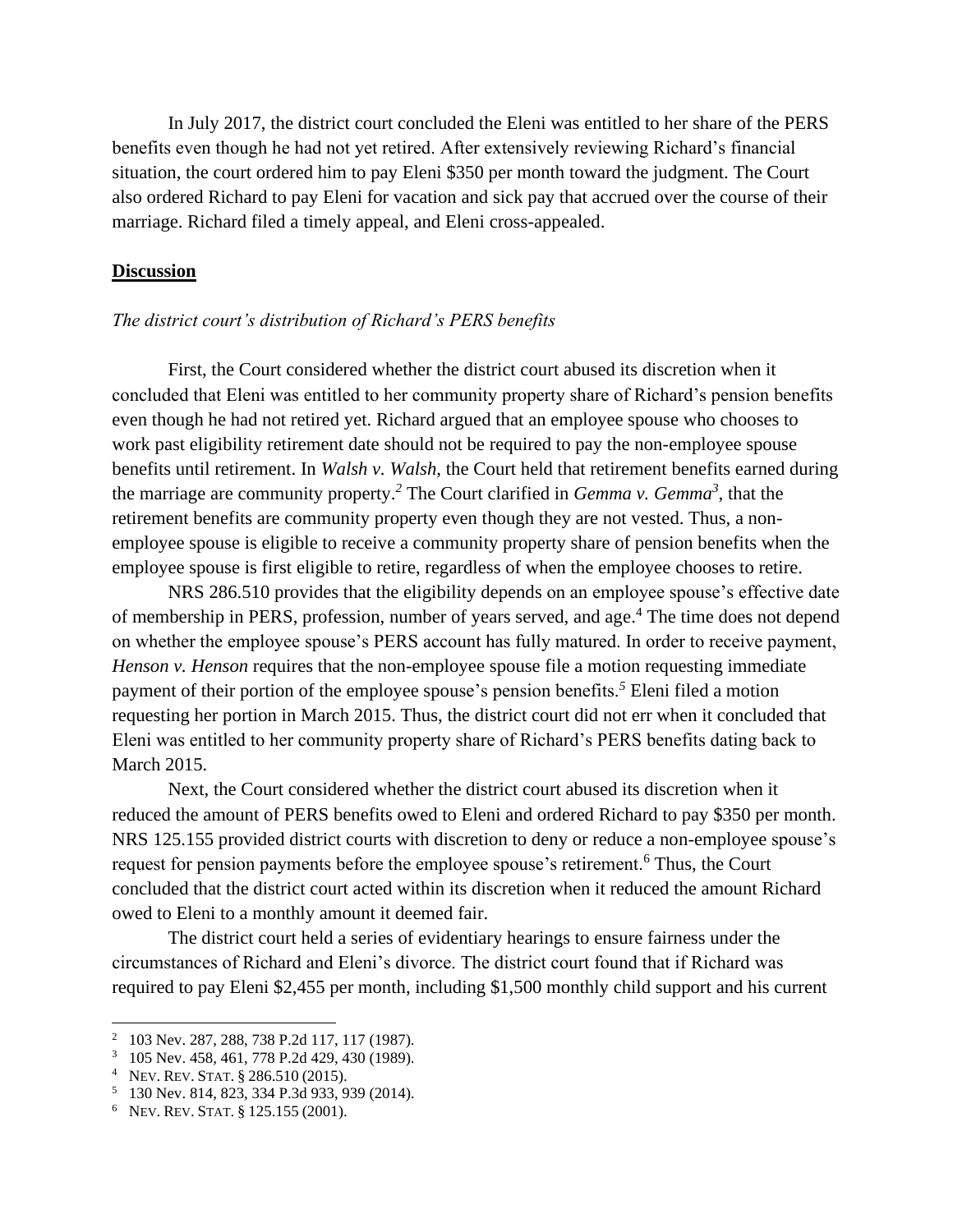In July 2017, the district court concluded the Eleni was entitled to her share of the PERS benefits even though he had not yet retired. After extensively reviewing Richard's financial situation, the court ordered him to pay Eleni $350 per month toward the judgment. The Court also ordered Richard to pay Eleni for vacation and sick pay that accrued over the course of their marriage. Richard filed a timely appeal, and Eleni cross-appealed.

**Discussion**

*The district court's distribution of Richard's PERS benefits*

First, the Court considered whether the district court abused its discretion when it concluded that Eleni was entitled to her community property share of Richard's pension benefits even though he had not retired yet. Richard argued that an employee spouse who chooses to work past eligibility retirement date should not be required to pay the non-employee spouse benefits until retirement. In *Walsh v. Walsh*, the Court held that retirement benefits earned during the marriage are community property.[2] The Court clarified in *Gemma v. Gemma*[3], that the retirement benefits are community property even though they are not vested. Thus, a non-employee spouse is eligible to receive a community property share of pension benefits when the employee spouse is first eligible to retire, regardless of when the employee chooses to retire.

NRS 286.510 provides that the eligibility depends on an employee spouse's effective date of membership in PERS, profession, number of years served, and age.[4] The time does not depend on whether the employee spouse's PERS account has fully matured. In order to receive payment, *Henson v. Henson* requires that the non-employee spouse file a motion requesting immediate payment of their portion of the employee spouse's pension benefits.[5] Eleni filed a motion requesting her portion in March 2015. Thus, the district court did not err when it concluded that Eleni was entitled to her community property share of Richard's PERS benefits dating back to March 2015.

Next, the Court considered whether the district court abused its discretion when it reduced the amount of PERS benefits owed to Eleni and ordered Richard to pay $350 per month. NRS 125.155 provided district courts with discretion to deny or reduce a non-employee spouse's request for pension payments before the employee spouse's retirement.[6] Thus, the Court concluded that the district court acted within its discretion when it reduced the amount Richard owed to Eleni to a monthly amount it deemed fair.

The district court held a series of evidentiary hearings to ensure fairness under the circumstances of Richard and Eleni's divorce. The district court found that if Richard was required to pay Eleni $2,455 per month, including $1,500 monthly child support and his current

---

[2] 103 Nev. 287, 288, 738 P.2d 117, 117 (1987).

[3] 105 Nev. 458, 461, 778 P.2d 429, 430 (1989).

[4] NEV. REV. STAT. § 286.510 (2015).

[5] 130 Nev. 814, 823, 334 P.3d 933, 939 (2014).

[6] NEV. REV. STAT. § 125.155 (2001).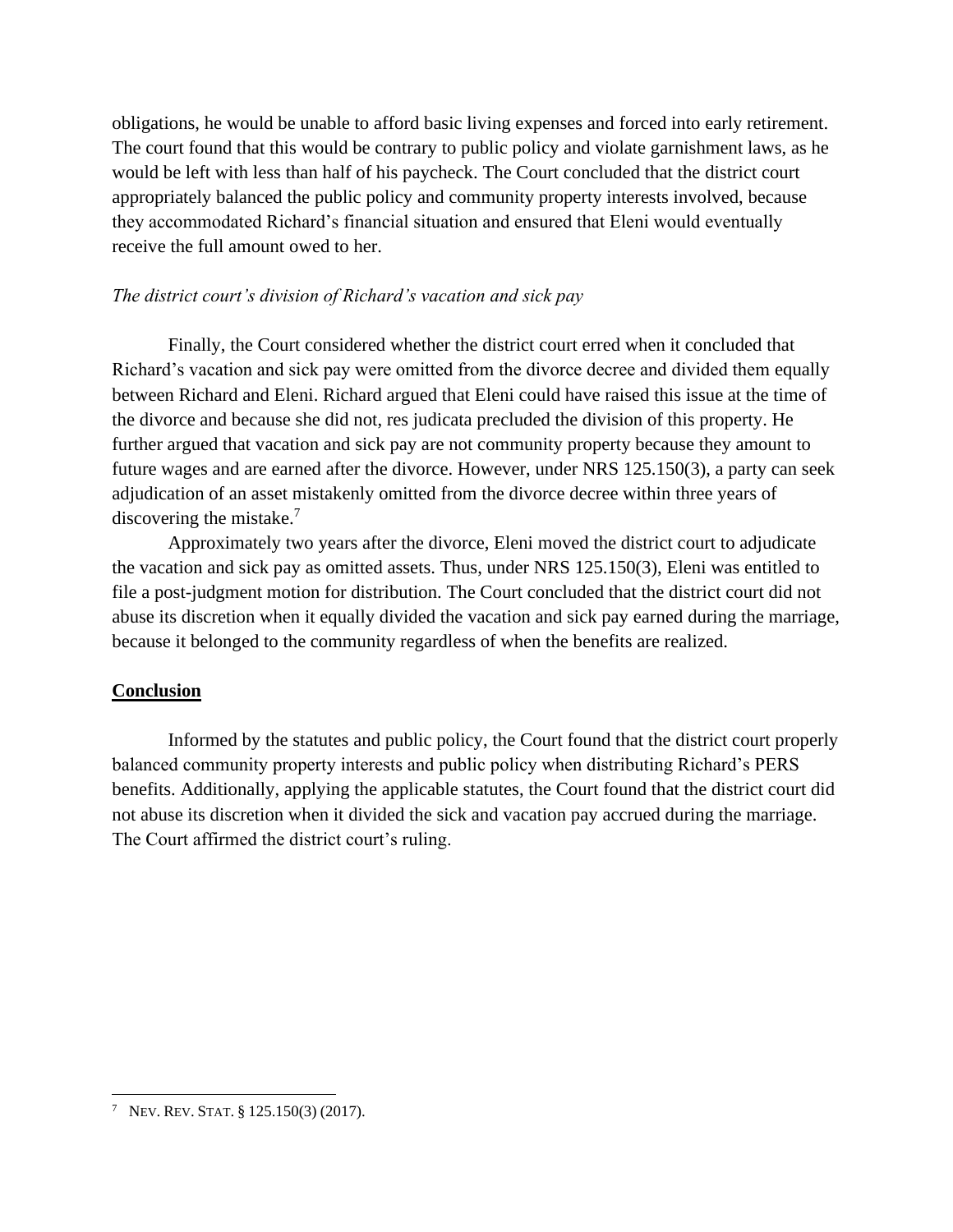obligations, he would be unable to afford basic living expenses and forced into early retirement. The court found that this would be contrary to public policy and violate garnishment laws, as he would be left with less than half of his paycheck. The Court concluded that the district court appropriately balanced the public policy and community property interests involved, because they accommodated Richard's financial situation and ensured that Eleni would eventually receive the full amount owed to her.

*The district court's division of Richard's vacation and sick pay*

Finally, the Court considered whether the district court erred when it concluded that Richard's vacation and sick pay were omitted from the divorce decree and divided them equally between Richard and Eleni. Richard argued that Eleni could have raised this issue at the time of the divorce and because she did not, res judicata precluded the division of this property. He further argued that vacation and sick pay are not community property because they amount to future wages and are earned after the divorce. However, under NRS 125.150(3), a party can seek adjudication of an asset mistakenly omitted from the divorce decree within three years of discovering the mistake.[7]

Approximately two years after the divorce, Eleni moved the district court to adjudicate the vacation and sick pay as omitted assets. Thus, under NRS 125.150(3), Eleni was entitled to file a post-judgment motion for distribution. The Court concluded that the district court did not abuse its discretion when it equally divided the vacation and sick pay earned during the marriage, because it belonged to the community regardless of when the benefits are realized.

## Conclusion

Informed by the statutes and public policy, the Court found that the district court properly balanced community property interests and public policy when distributing Richard's PERS benefits. Additionally, applying the applicable statutes, the Court found that the district court did not abuse its discretion when it divided the sick and vacation pay accrued during the marriage. The Court affirmed the district court's ruling.

---

[7] NEV. REV. STAT. § 125.150(3) (2017).